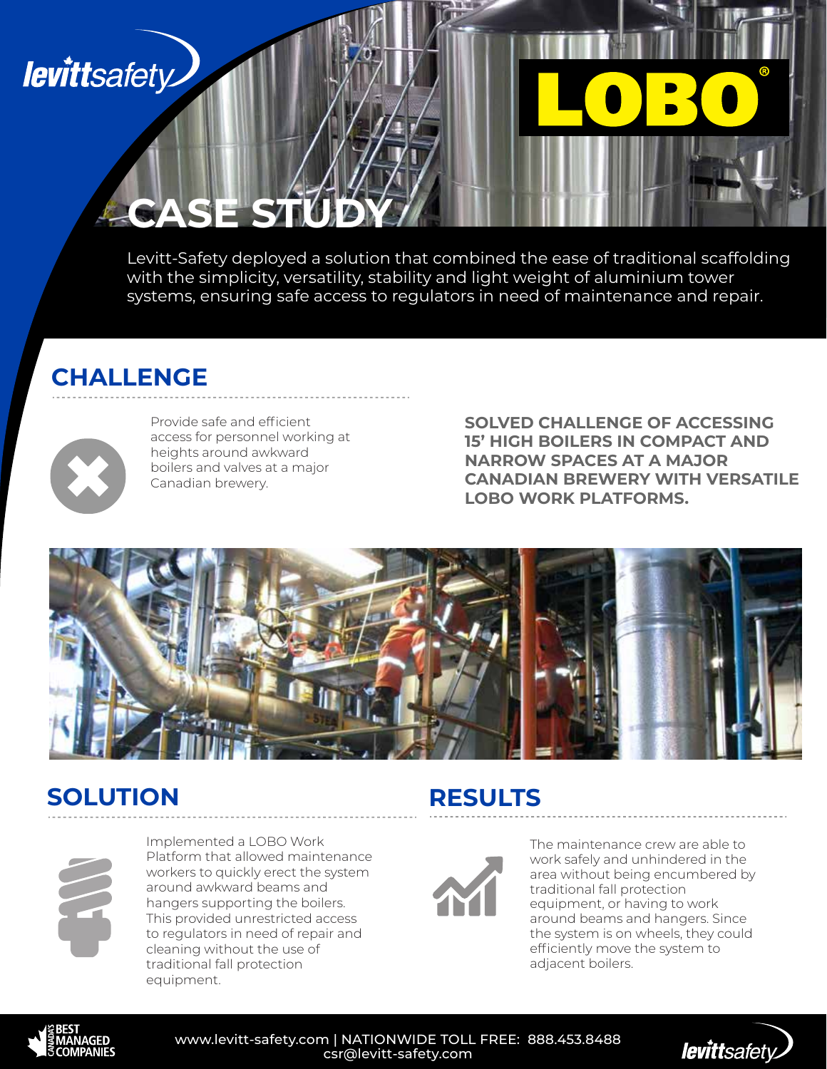levittsafety

LOBO®

# CASE STUDY

Levitt-Safety deployed a solution that combined the ease of traditional scaffolding with the simplicity, versatility, stability and light weight of aluminium tower systems, ensuring safe access to regulators in need of maintenance and repair.

## CHALLENGE

Provide safe and efficient access for personnel working at heights around awkward boilers and valves at a major Canadian brewery.

**SOLVED CHALLENGE OF ACCESSING 15' HIGH BOILERS IN COMPACT AND NARROW SPACES AT A MAJOR CANADIAN BREWERY WITH VERSATILE LOBO WORK PLATFORMS.**

## SOLUTION

Implemented a LOBO Work Platform that allowed maintenance workers to quickly erect the system around awkward beams and hangers supporting the boilers. This provided unrestricted access to regulators in need of repair and cleaning without the use of traditional fall protection equipment.

## RESULTS

The maintenance crew are able to work safely and unhindered in the area without being encumbered by traditional fall protection equipment, or having to work around beams and hangers. Since the system is on wheels, they could efficiently move the system to adjacent boilers.

CANADA'S BEST MANAGED COMPANIES

www.levitt-safety.com | NATIONWIDE TOLL FREE: 888.453.8488
csr@levitt-safety.com

levittsafety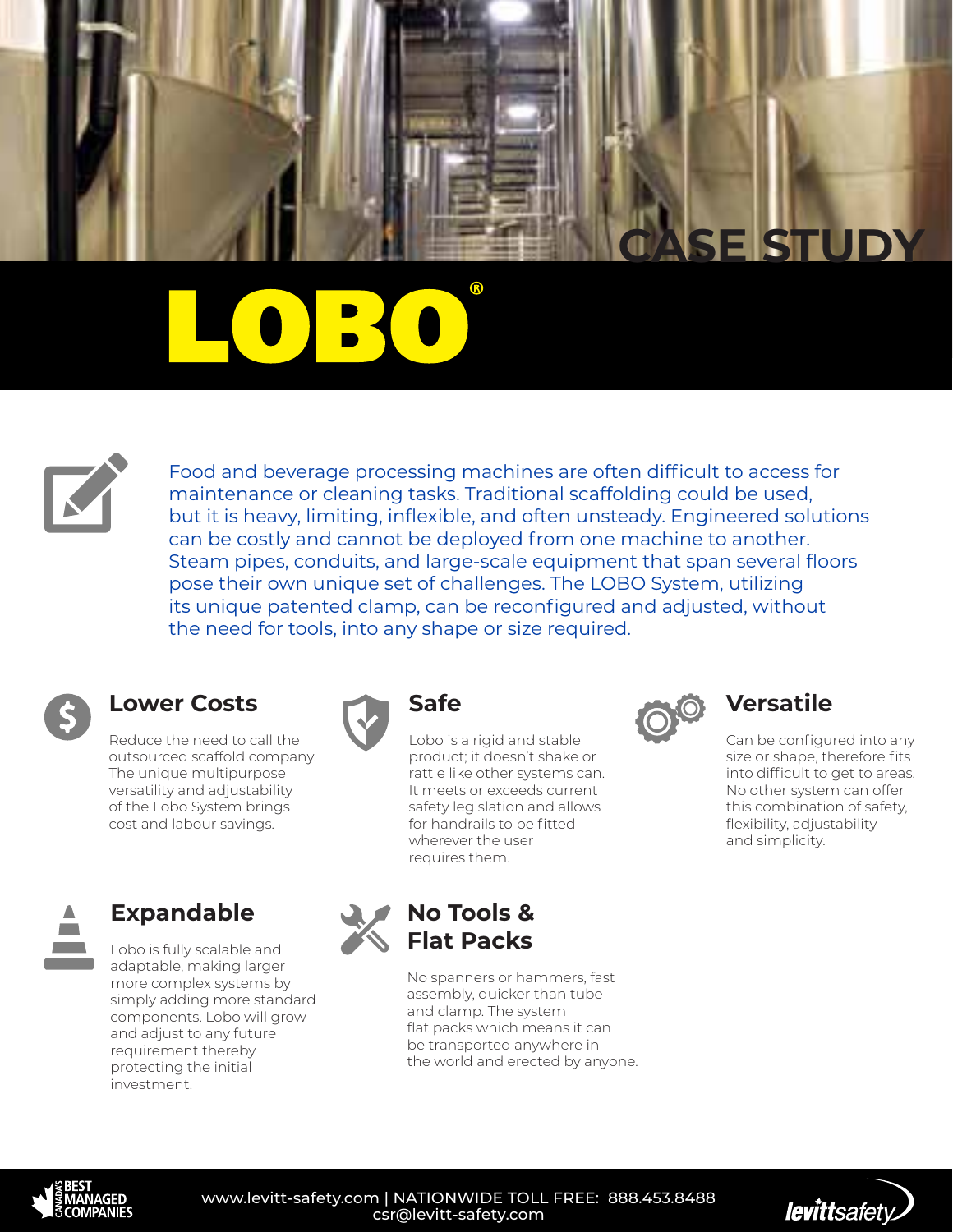# CASE STUDY

# LOBO®

Food and beverage processing machines are often difficult to access for maintenance or cleaning tasks. Traditional scaffolding could be used, but it is heavy, limiting, inflexible, and often unsteady. Engineered solutions can be costly and cannot be deployed from one machine to another. Steam pipes, conduits, and large-scale equipment that span several floors pose their own unique set of challenges. The LOBO System, utilizing its unique patented clamp, can be reconfigured and adjusted, without the need for tools, into any shape or size required.

## Lower Costs

Reduce the need to call the outsourced scaffold company. The unique multipurpose versatility and adjustability of the Lobo System brings cost and labour savings.

## Safe

Lobo is a rigid and stable product; it doesn't shake or rattle like other systems can. It meets or exceeds current safety legislation and allows for handrails to be fitted wherever the user requires them.

## Versatile

Can be configured into any size or shape, therefore fits into difficult to get to areas. No other system can offer this combination of safety, flexibility, adjustability and simplicity.

## Expandable

Lobo is fully scalable and adaptable, making larger more complex systems by simply adding more standard components. Lobo will grow and adjust to any future requirement thereby protecting the initial investment.

## No Tools & Flat Packs

No spanners or hammers, fast assembly, quicker than tube and clamp. The system flat packs which means it can be transported anywhere in the world and erected by anyone.

www.levitt-safety.com | NATIONWIDE TOLL FREE: 888.453.8488
csr@levitt-safety.com